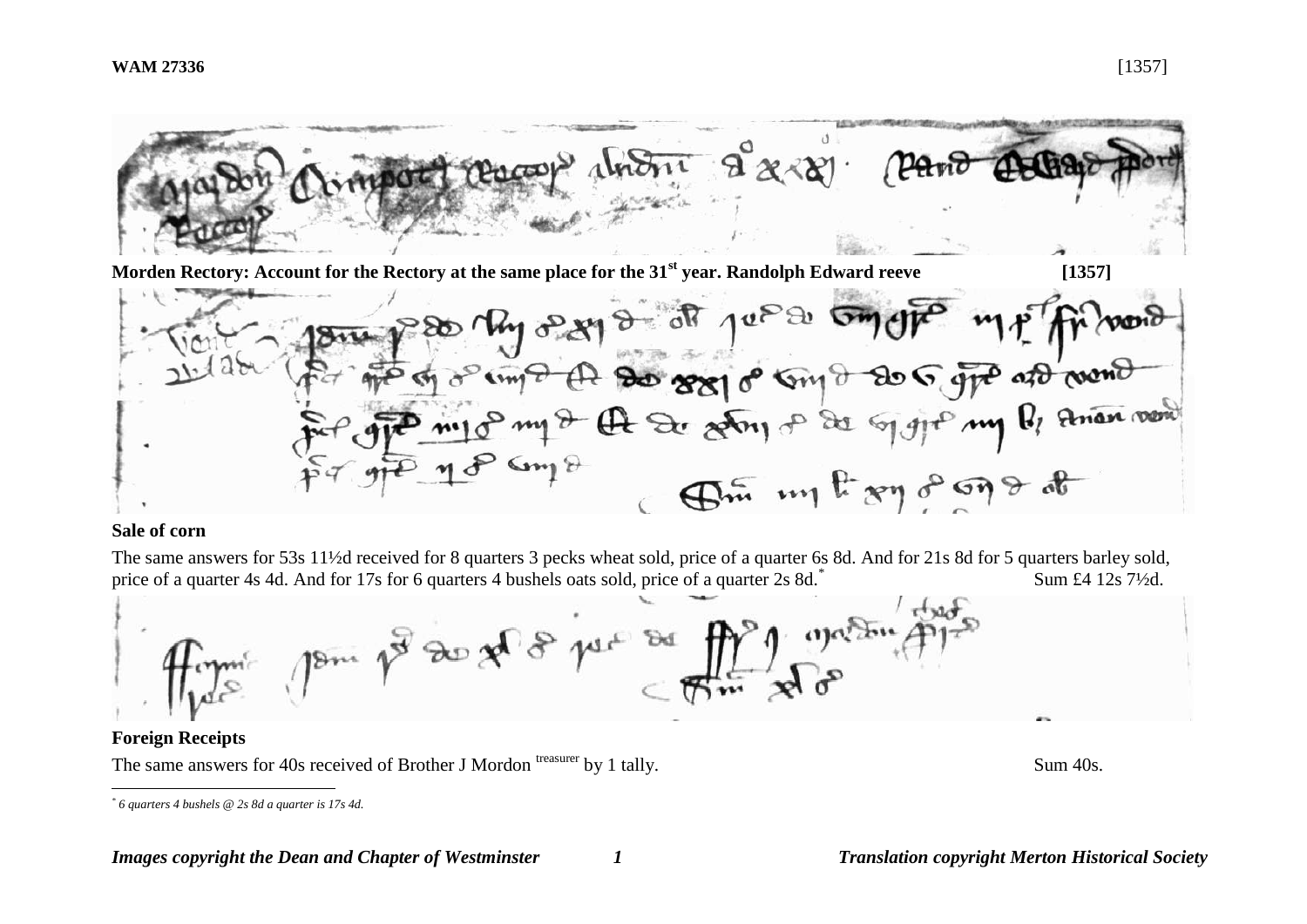**WAM 27336** [1357]

**Morden Rectory: Account for the Rectory at the same place for the 31st year. Randolph Edward reeve [1357]**

**Sale of corn**

The same answers for 53s 11½d received for 8 quarters 3 pecks wheat sold, price of a quarter 6s 8d. And for 21s 8d for 5 quarters barley sold, price of a quarter 4s 4d. And for 17s for 6 quarters 4 bushels oats sold, price of a quarter 2s 8d.* Sum £4 12s 7½d.

**Foreign Receipts**

The same answers for 40s received of Brother J Mordon treasurer by 1 tally. Sum 40s.

---

* *6 quarters 4 bushels @ 2s 8d a quarter is 17s 4d.*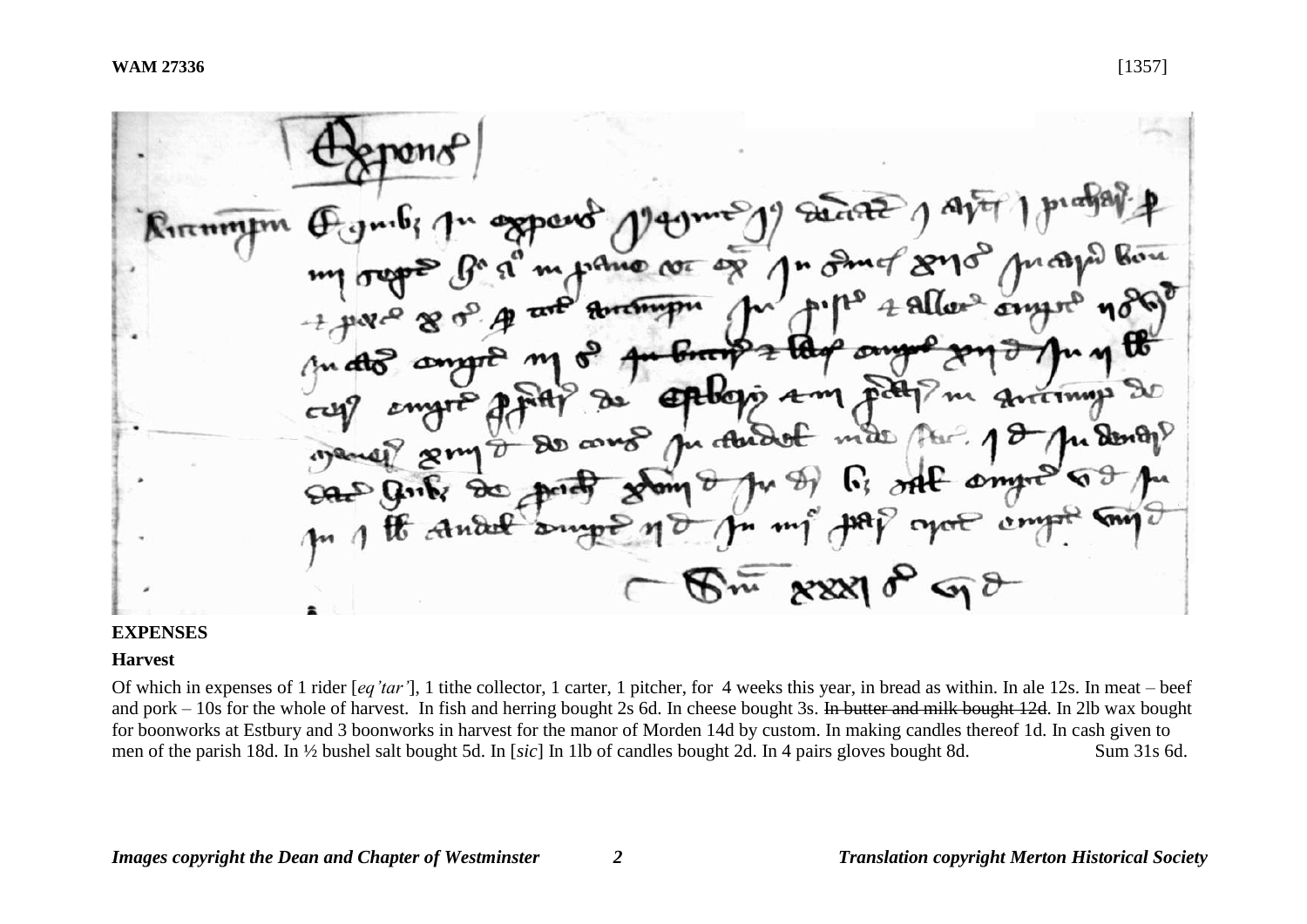**WAM 27336** [1357]

## EXPENSES

### Harvest

Of which in expenses of 1 rider [*eq'tar'*], 1 tithe collector, 1 carter, 1 pitcher, for 4 weeks this year, in bread as within. In ale 12s. In meat – beef and pork – 10s for the whole of harvest. In fish and herring bought 2s 6d. In cheese bought 3s. ~~In butter and milk bought 12d~~. In 2lb wax bought for boonworks at Estbury and 3 boonworks in harvest for the manor of Morden 14d by custom. In making candles thereof 1d. In cash given to men of the parish 18d. In ½ bushel salt bought 5d. In [*sic*] In 1lb of candles bought 2d. In 4 pairs gloves bought 8d. Sum 31s 6d.

*Images copyright the Dean and Chapter of Westminster* *Translation copyright Merton Historical Society*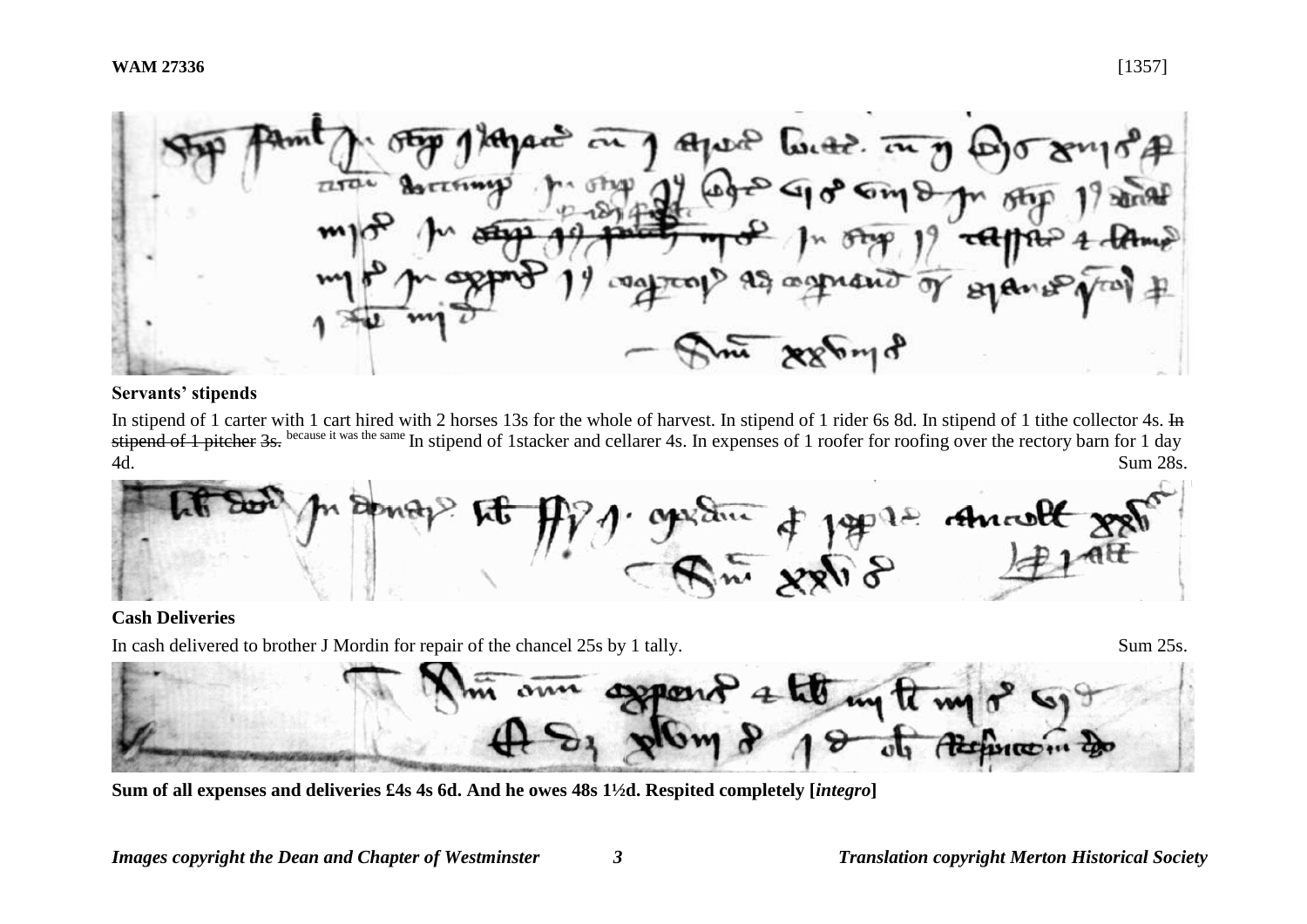**WAM 27336** [1357]

**Servants' stipends**

In stipend of 1 carter with 1 cart hired with 2 horses 13s for the whole of harvest. In stipend of 1 rider 6s 8d. In stipend of 1 tithe collector 4s. ~~In stipend of 1 pitcher 3s.~~ because it was the same In stipend of 1stacker and cellarer 4s. In expenses of 1 roofer for roofing over the rectory barn for 1 day 4d. Sum 28s.

**Cash Deliveries**

In cash delivered to brother J Mordin for repair of the chancel 25s by 1 tally. Sum 25s.

**Sum of all expenses and deliveries £4s 4s 6d. And he owes 48s 1½d. Respited completely [*integro*]**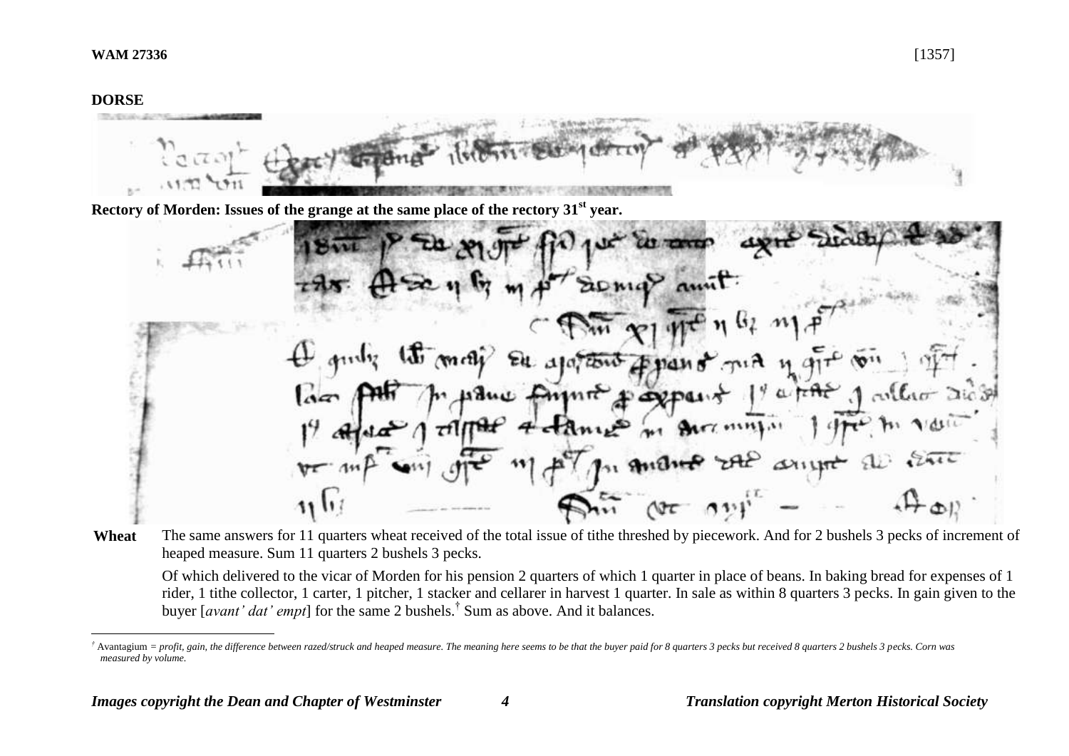**WAM 27336** [1357]

**DORSE**

**Rectory of Morden: Issues of the grange at the same place of the rectory 31[st] year.**

**Wheat** The same answers for 11 quarters wheat received of the total issue of tithe threshed by piecework. And for 2 bushels 3 pecks of increment of heaped measure. Sum 11 quarters 2 bushels 3 pecks.

Of which delivered to the vicar of Morden for his pension 2 quarters of which 1 quarter in place of beans. In baking bread for expenses of 1 rider, 1 tithe collector, 1 carter, 1 pitcher, 1 stacker and cellarer in harvest 1 quarter. In sale as within 8 quarters 3 pecks. In gain given to the buyer [*avant' dat' empt*] for the same 2 bushels.[†] Sum as above. And it balances.

---

[†] Avantagium = *profit, gain, the difference between razed/struck and heaped measure. The meaning here seems to be that the buyer paid for 8 quarters 3 pecks but received 8 quarters 2 bushels 3 pecks. Corn was measured by volume.*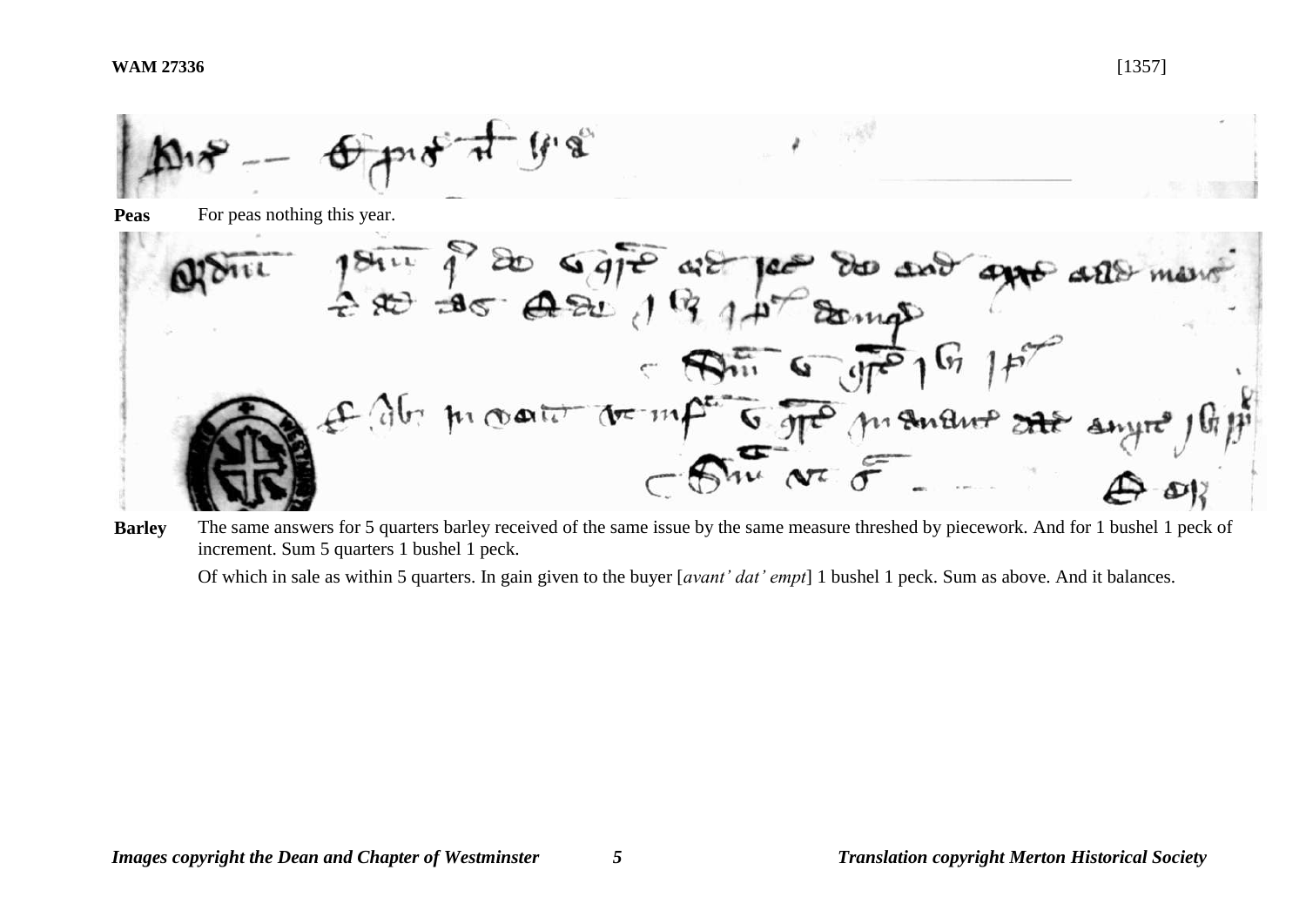**Peas** For peas nothing this year.

**Barley** The same answers for 5 quarters barley received of the same issue by the same measure threshed by piecework. And for 1 bushel 1 peck of increment. Sum 5 quarters 1 bushel 1 peck.

Of which in sale as within 5 quarters. In gain given to the buyer [*avant' dat' empt*] 1 bushel 1 peck. Sum as above. And it balances.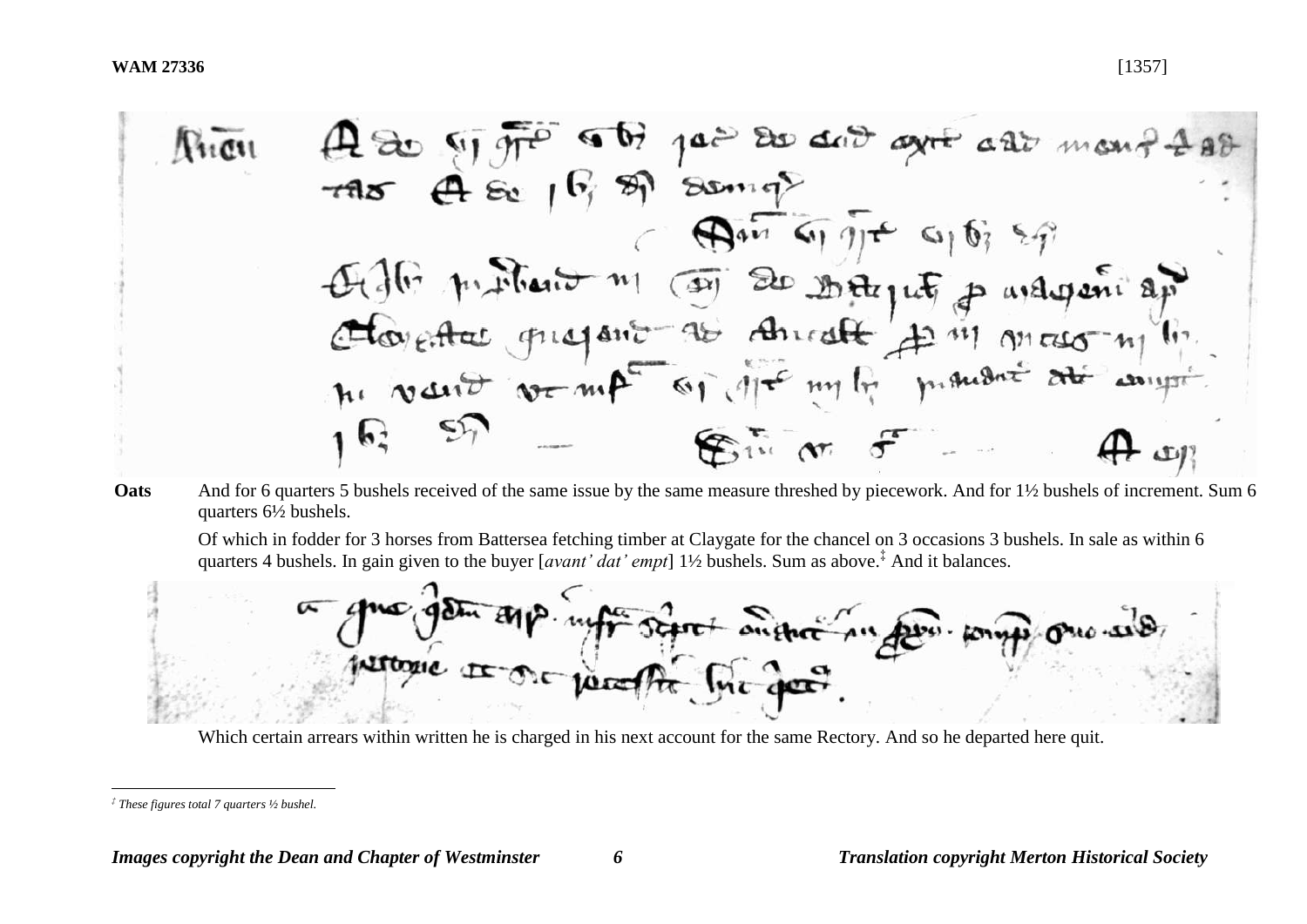**WAM 27336** [1357]

**Oats** And for 6 quarters 5 bushels received of the same issue by the same measure threshed by piecework. And for 1½ bushels of increment. Sum 6 quarters 6½ bushels.

Of which in fodder for 3 horses from Battersea fetching timber at Claygate for the chancel on 3 occasions 3 bushels. In sale as within 6 quarters 4 bushels. In gain given to the buyer [*avant' dat' empt*] 1½ bushels. Sum as above.‡ And it balances.

Which certain arrears within written he is charged in his next account for the same Rectory. And so he departed here quit.

---

‡ *These figures total 7 quarters ½ bushel.*

***Images copyright the Dean and Chapter of Westminster*** ***Translation copyright Merton Historical Society***